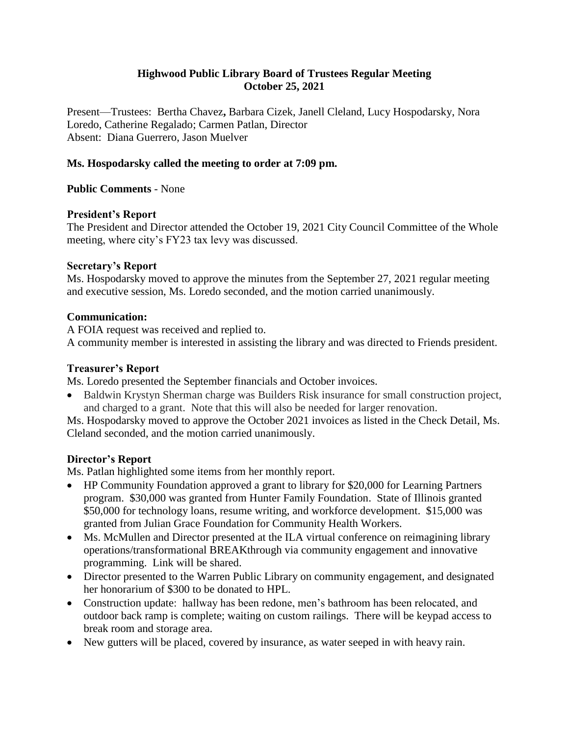# Highwood Public Library Board of Trustees Regular Meeting
# October 25, 2021

Present—Trustees: Bertha Chavez**,** Barbara Cizek, Janell Cleland, Lucy Hospodarsky, Nora Loredo, Catherine Regalado; Carmen Patlan, Director
Absent: Diana Guerrero, Jason Muelver

**Ms. Hospodarsky called the meeting to order at 7:09 pm.**

**Public Comments** - None

**President's Report**
The President and Director attended the October 19, 2021 City Council Committee of the Whole meeting, where city's FY23 tax levy was discussed.

**Secretary's Report**
Ms. Hospodarsky moved to approve the minutes from the September 27, 2021 regular meeting and executive session, Ms. Loredo seconded, and the motion carried unanimously.

**Communication:**
A FOIA request was received and replied to.
A community member is interested in assisting the library and was directed to Friends president.

**Treasurer's Report**
Ms. Loredo presented the September financials and October invoices.

- Baldwin Krystyn Sherman charge was Builders Risk insurance for small construction project, and charged to a grant. Note that this will also be needed for larger renovation.

Ms. Hospodarsky moved to approve the October 2021 invoices as listed in the Check Detail, Ms. Cleland seconded, and the motion carried unanimously.

**Director's Report**
Ms. Patlan highlighted some items from her monthly report.

- HP Community Foundation approved a grant to library for $20,000 for Learning Partners program. $30,000 was granted from Hunter Family Foundation. State of Illinois granted $50,000 for technology loans, resume writing, and workforce development. $15,000 was granted from Julian Grace Foundation for Community Health Workers.
- Ms. McMullen and Director presented at the ILA virtual conference on reimagining library operations/transformational BREAKthrough via community engagement and innovative programming. Link will be shared.
- Director presented to the Warren Public Library on community engagement, and designated her honorarium of $300 to be donated to HPL.
- Construction update: hallway has been redone, men's bathroom has been relocated, and outdoor back ramp is complete; waiting on custom railings. There will be keypad access to break room and storage area.
- New gutters will be placed, covered by insurance, as water seeped in with heavy rain.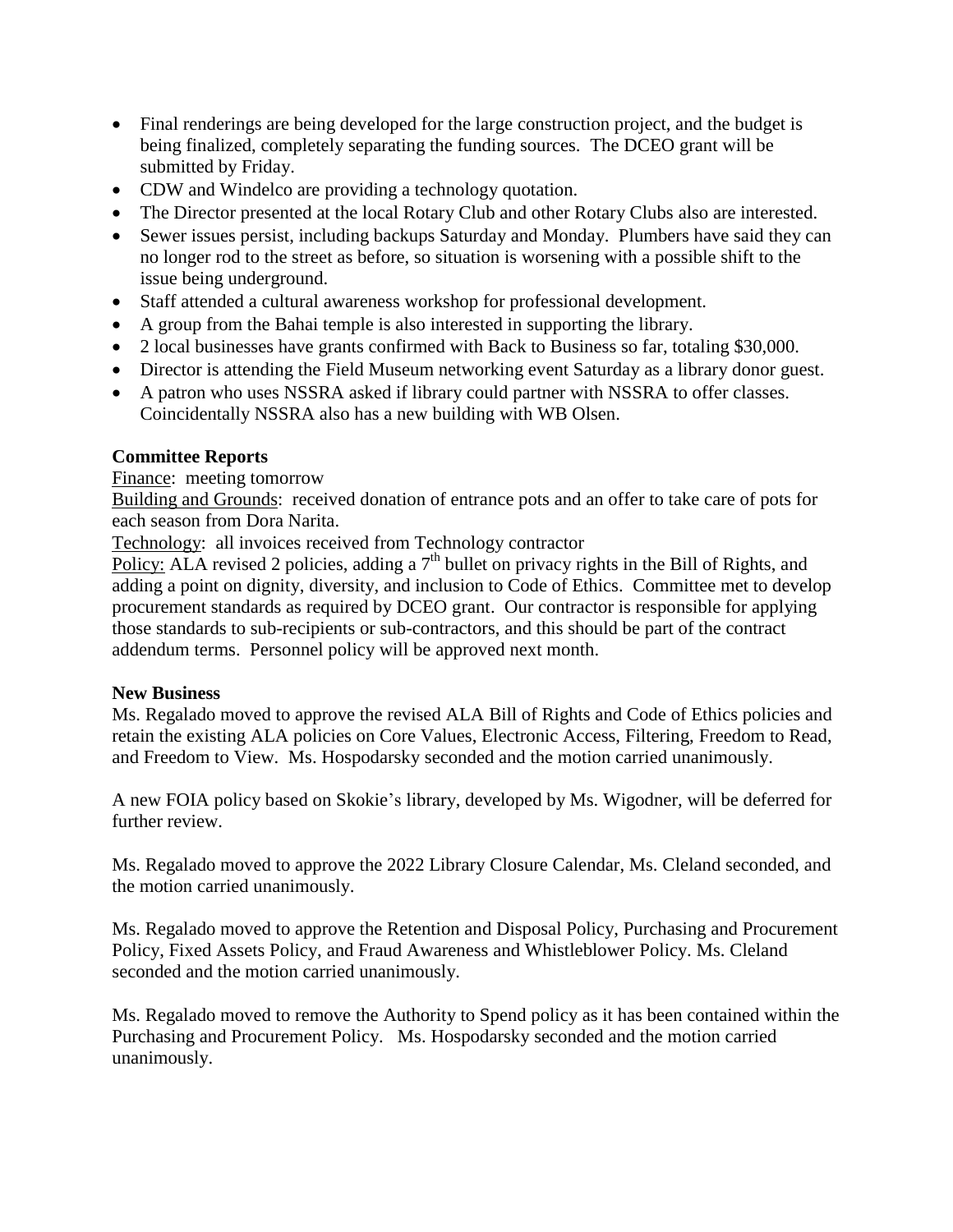- Final renderings are being developed for the large construction project, and the budget is being finalized, completely separating the funding sources. The DCEO grant will be submitted by Friday.
- CDW and Windelco are providing a technology quotation.
- The Director presented at the local Rotary Club and other Rotary Clubs also are interested.
- Sewer issues persist, including backups Saturday and Monday. Plumbers have said they can no longer rod to the street as before, so situation is worsening with a possible shift to the issue being underground.
- Staff attended a cultural awareness workshop for professional development.
- A group from the Bahai temple is also interested in supporting the library.
- 2 local businesses have grants confirmed with Back to Business so far, totaling $30,000.
- Director is attending the Field Museum networking event Saturday as a library donor guest.
- A patron who uses NSSRA asked if library could partner with NSSRA to offer classes. Coincidentally NSSRA also has a new building with WB Olsen.

**Committee Reports**

Finance: meeting tomorrow

Building and Grounds: received donation of entrance pots and an offer to take care of pots for each season from Dora Narita.

Technology: all invoices received from Technology contractor

Policy: ALA revised 2 policies, adding a 7th bullet on privacy rights in the Bill of Rights, and adding a point on dignity, diversity, and inclusion to Code of Ethics. Committee met to develop procurement standards as required by DCEO grant. Our contractor is responsible for applying those standards to sub-recipients or sub-contractors, and this should be part of the contract addendum terms. Personnel policy will be approved next month.

**New Business**

Ms. Regalado moved to approve the revised ALA Bill of Rights and Code of Ethics policies and retain the existing ALA policies on Core Values, Electronic Access, Filtering, Freedom to Read, and Freedom to View. Ms. Hospodarsky seconded and the motion carried unanimously.

A new FOIA policy based on Skokie's library, developed by Ms. Wigodner, will be deferred for further review.

Ms. Regalado moved to approve the 2022 Library Closure Calendar, Ms. Cleland seconded, and the motion carried unanimously.

Ms. Regalado moved to approve the Retention and Disposal Policy, Purchasing and Procurement Policy, Fixed Assets Policy, and Fraud Awareness and Whistleblower Policy. Ms. Cleland seconded and the motion carried unanimously.

Ms. Regalado moved to remove the Authority to Spend policy as it has been contained within the Purchasing and Procurement Policy. Ms. Hospodarsky seconded and the motion carried unanimously.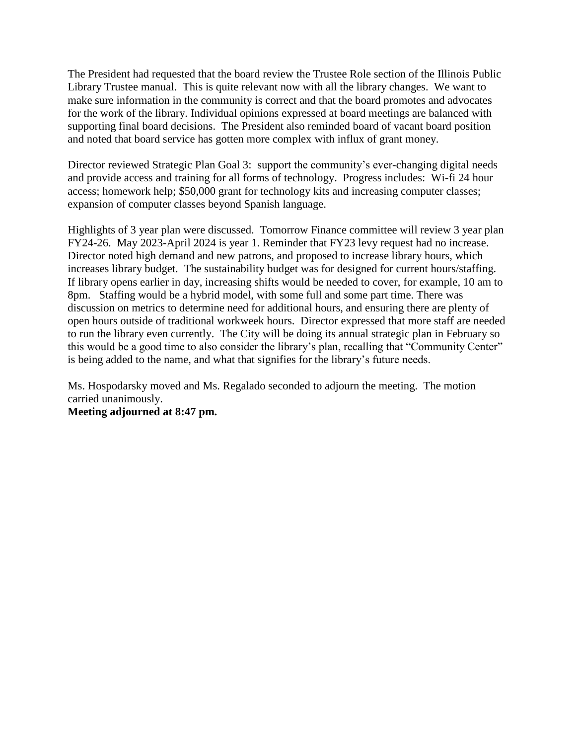The President had requested that the board review the Trustee Role section of the Illinois Public Library Trustee manual. This is quite relevant now with all the library changes. We want to make sure information in the community is correct and that the board promotes and advocates for the work of the library. Individual opinions expressed at board meetings are balanced with supporting final board decisions. The President also reminded board of vacant board position and noted that board service has gotten more complex with influx of grant money.

Director reviewed Strategic Plan Goal 3: support the community's ever-changing digital needs and provide access and training for all forms of technology. Progress includes: Wi-fi 24 hour access; homework help; $50,000 grant for technology kits and increasing computer classes; expansion of computer classes beyond Spanish language.

Highlights of 3 year plan were discussed. Tomorrow Finance committee will review 3 year plan FY24-26. May 2023-April 2024 is year 1. Reminder that FY23 levy request had no increase. Director noted high demand and new patrons, and proposed to increase library hours, which increases library budget. The sustainability budget was for designed for current hours/staffing. If library opens earlier in day, increasing shifts would be needed to cover, for example, 10 am to 8pm. Staffing would be a hybrid model, with some full and some part time. There was discussion on metrics to determine need for additional hours, and ensuring there are plenty of open hours outside of traditional workweek hours. Director expressed that more staff are needed to run the library even currently. The City will be doing its annual strategic plan in February so this would be a good time to also consider the library's plan, recalling that "Community Center" is being added to the name, and what that signifies for the library's future needs.

Ms. Hospodarsky moved and Ms. Regalado seconded to adjourn the meeting. The motion carried unanimously.

**Meeting adjourned at 8:47 pm.**